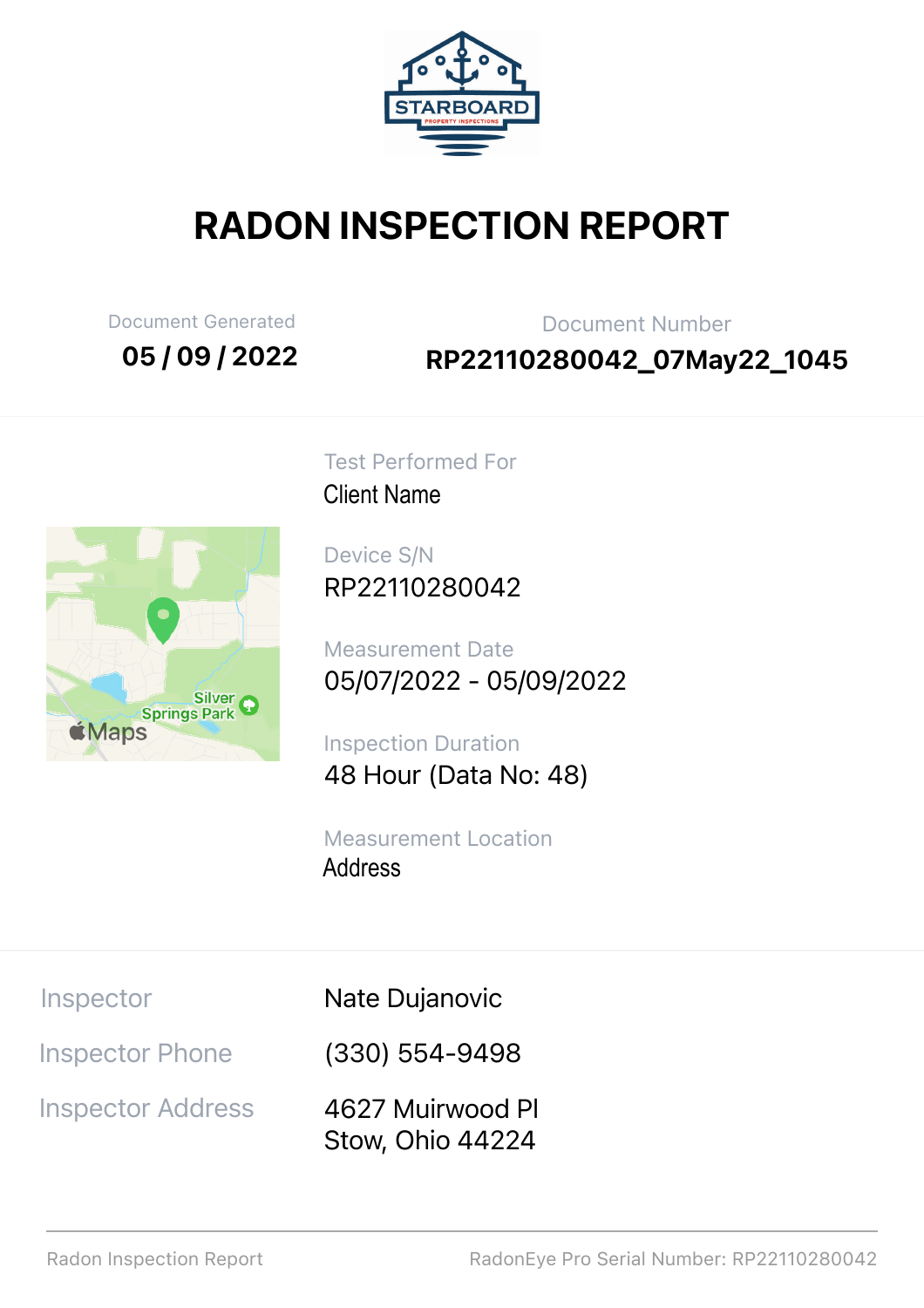# RADON INSPECTION REPORT

| Document Generated | Document Number |
| --- | --- |
| 05 / 09 / 2022 | RP22110280042_07May22_1045 |

**Test Performed For**
Client Name

**Device S/N**
RP22110280042

**Measurement Date**
05/07/2022 - 05/09/2022

**Inspection Duration**
48 Hour (Data No: 48)

**Measurement Location**
Address

| | |
| --- | --- |
| Inspector | Nate Dujanovic |
| Inspector Phone | (330) 554-9498 |
| Inspector Address | 4627 Muirwood Pl<br>Stow, Ohio 44224 |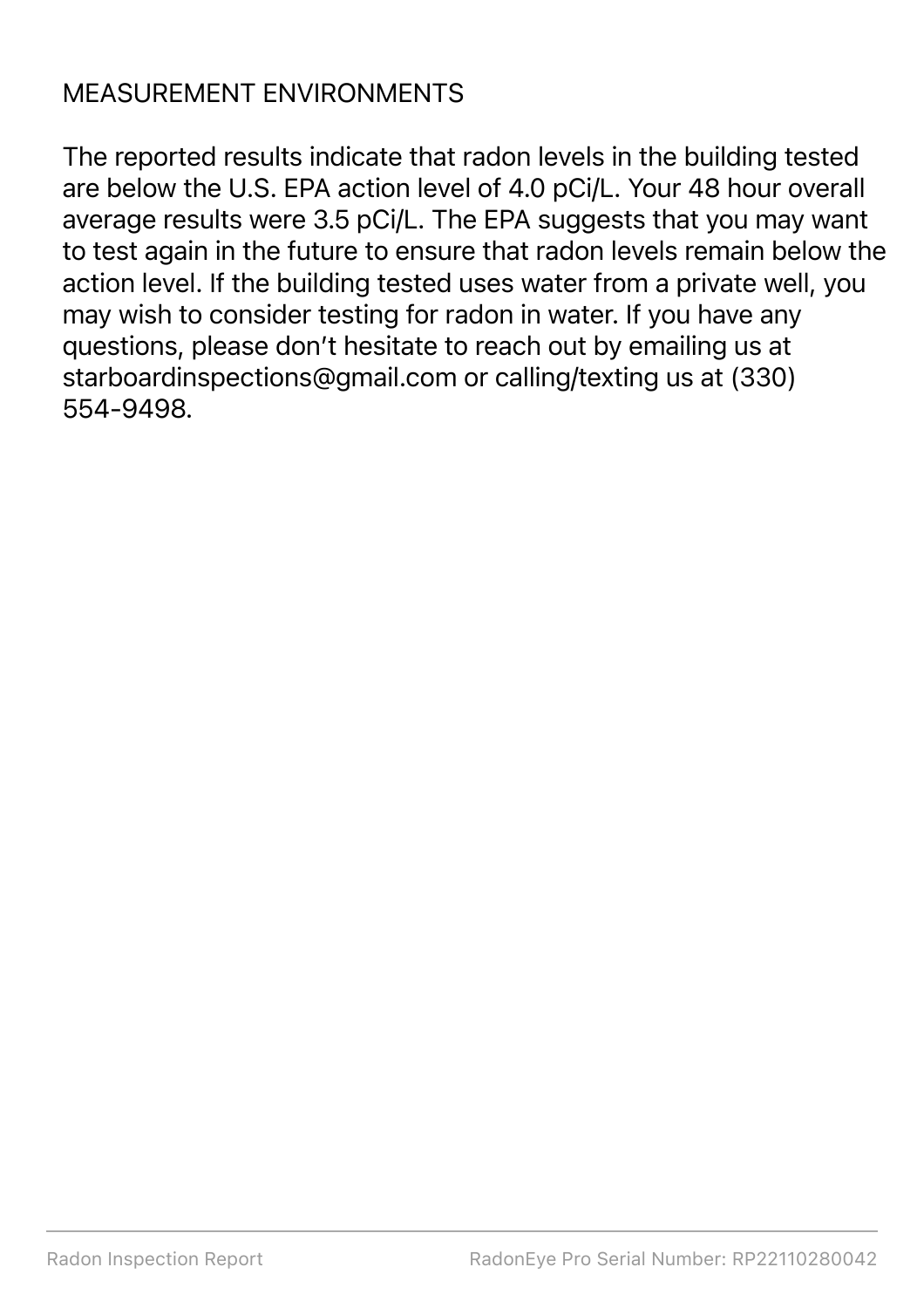## MEASUREMENT ENVIRONMENTS

The reported results indicate that radon levels in the building tested are below the U.S. EPA action level of 4.0 pCi/L. Your 48 hour overall average results were 3.5 pCi/L. The EPA suggests that you may want to test again in the future to ensure that radon levels remain below the action level. If the building tested uses water from a private well, you may wish to consider testing for radon in water. If you have any questions, please don't hesitate to reach out by emailing us at starboardinspections@gmail.com or calling/texting us at (330) 554-9498.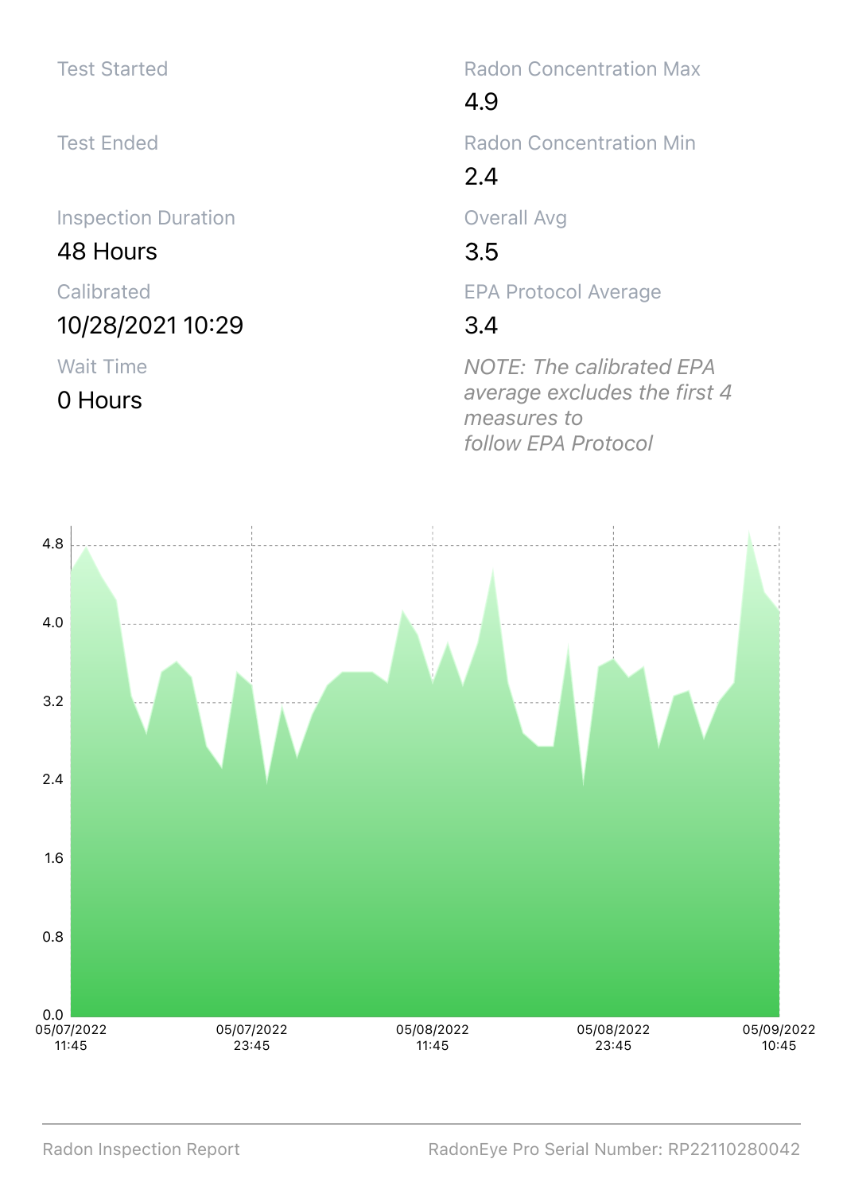| | |
|---|---|
| Test Started | Radon Concentration Max |
| | 4.9 |
| Test Ended | Radon Concentration Min |
| | 2.4 |
| Inspection Duration | Overall Avg |
| 48 Hours | 3.5 |
| Calibrated | EPA Protocol Average |
| 10/28/2021 10:29 | 3.4 |
| Wait Time | *NOTE: The calibrated EPA average excludes the first 4 measures to follow EPA Protocol* |
| 0 Hours | |

Radon Inspection Report

RadonEye Pro Serial Number: RP22110280042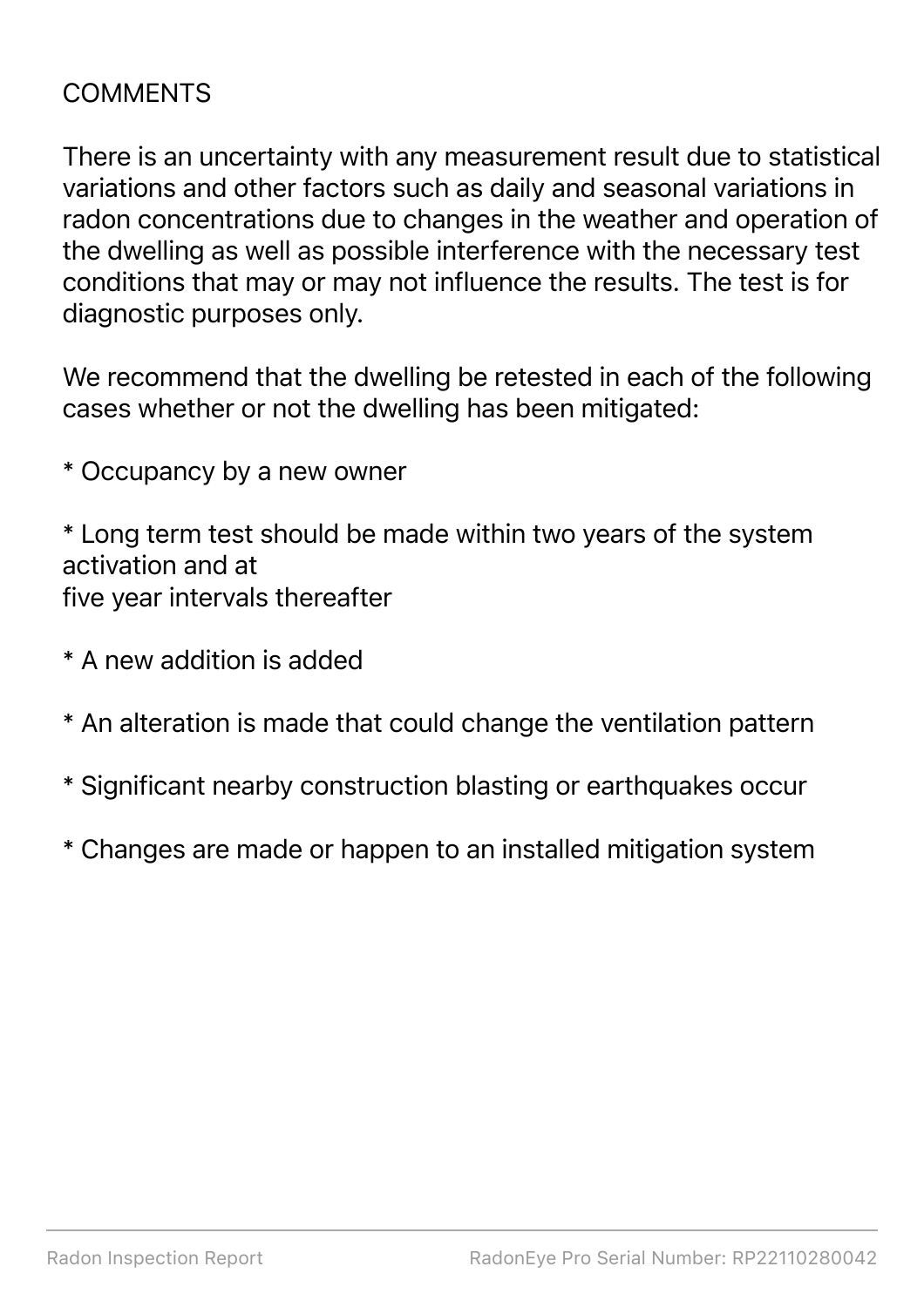# COMMENTS

There is an uncertainty with any measurement result due to statistical variations and other factors such as daily and seasonal variations in radon concentrations due to changes in the weather and operation of the dwelling as well as possible interference with the necessary test conditions that may or may not influence the results. The test is for diagnostic purposes only.

We recommend that the dwelling be retested in each of the following cases whether or not the dwelling has been mitigated:

* Occupancy by a new owner

* Long term test should be made within two years of the system activation and at
five year intervals thereafter

* A new addition is added

* An alteration is made that could change the ventilation pattern

* Significant nearby construction blasting or earthquakes occur

* Changes are made or happen to an installed mitigation system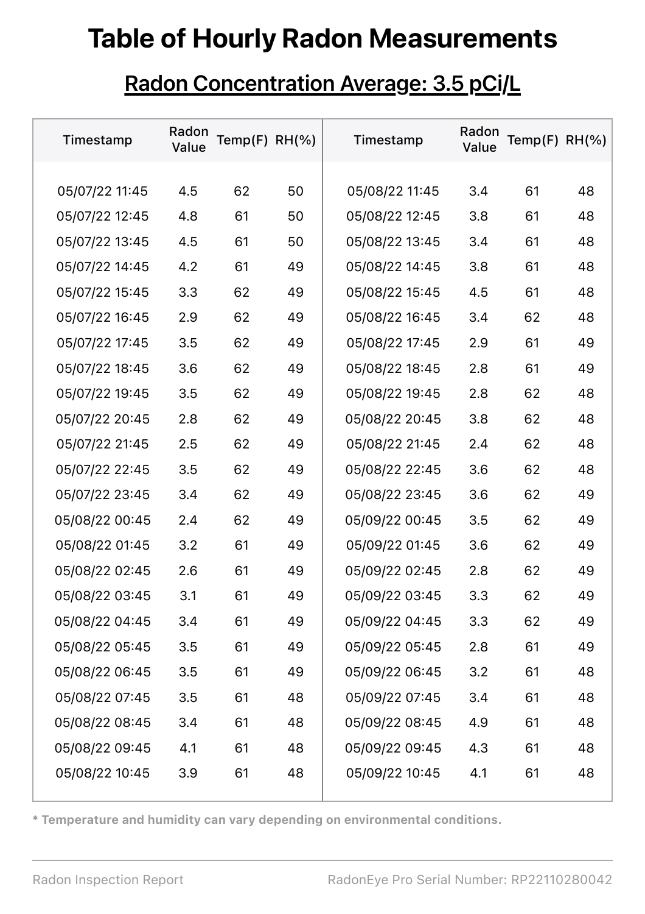# Table of Hourly Radon Measurements

## Radon Concentration Average: 3.5 pCi/L

| Timestamp | Radon Value | Temp(F) | RH(%) | Timestamp | Radon Value | Temp(F) | RH(%) |
|---|---|---|---|---|---|---|---|
| 05/07/22 11:45 | 4.5 | 62 | 50 | 05/08/22 11:45 | 3.4 | 61 | 48 |
| 05/07/22 12:45 | 4.8 | 61 | 50 | 05/08/22 12:45 | 3.8 | 61 | 48 |
| 05/07/22 13:45 | 4.5 | 61 | 50 | 05/08/22 13:45 | 3.4 | 61 | 48 |
| 05/07/22 14:45 | 4.2 | 61 | 49 | 05/08/22 14:45 | 3.8 | 61 | 48 |
| 05/07/22 15:45 | 3.3 | 62 | 49 | 05/08/22 15:45 | 4.5 | 61 | 48 |
| 05/07/22 16:45 | 2.9 | 62 | 49 | 05/08/22 16:45 | 3.4 | 62 | 48 |
| 05/07/22 17:45 | 3.5 | 62 | 49 | 05/08/22 17:45 | 2.9 | 61 | 49 |
| 05/07/22 18:45 | 3.6 | 62 | 49 | 05/08/22 18:45 | 2.8 | 61 | 49 |
| 05/07/22 19:45 | 3.5 | 62 | 49 | 05/08/22 19:45 | 2.8 | 62 | 48 |
| 05/07/22 20:45 | 2.8 | 62 | 49 | 05/08/22 20:45 | 3.8 | 62 | 48 |
| 05/07/22 21:45 | 2.5 | 62 | 49 | 05/08/22 21:45 | 2.4 | 62 | 48 |
| 05/07/22 22:45 | 3.5 | 62 | 49 | 05/08/22 22:45 | 3.6 | 62 | 48 |
| 05/07/22 23:45 | 3.4 | 62 | 49 | 05/08/22 23:45 | 3.6 | 62 | 49 |
| 05/08/22 00:45 | 2.4 | 62 | 49 | 05/09/22 00:45 | 3.5 | 62 | 49 |
| 05/08/22 01:45 | 3.2 | 61 | 49 | 05/09/22 01:45 | 3.6 | 62 | 49 |
| 05/08/22 02:45 | 2.6 | 61 | 49 | 05/09/22 02:45 | 2.8 | 62 | 49 |
| 05/08/22 03:45 | 3.1 | 61 | 49 | 05/09/22 03:45 | 3.3 | 62 | 49 |
| 05/08/22 04:45 | 3.4 | 61 | 49 | 05/09/22 04:45 | 3.3 | 62 | 49 |
| 05/08/22 05:45 | 3.5 | 61 | 49 | 05/09/22 05:45 | 2.8 | 61 | 49 |
| 05/08/22 06:45 | 3.5 | 61 | 49 | 05/09/22 06:45 | 3.2 | 61 | 48 |
| 05/08/22 07:45 | 3.5 | 61 | 48 | 05/09/22 07:45 | 3.4 | 61 | 48 |
| 05/08/22 08:45 | 3.4 | 61 | 48 | 05/09/22 08:45 | 4.9 | 61 | 48 |
| 05/08/22 09:45 | 4.1 | 61 | 48 | 05/09/22 09:45 | 4.3 | 61 | 48 |
| 05/08/22 10:45 | 3.9 | 61 | 48 | 05/09/22 10:45 | 4.1 | 61 | 48 |

**\* Temperature and humidity can vary depending on environmental conditions.**

Radon Inspection Report

RadonEye Pro Serial Number: RP22110280042